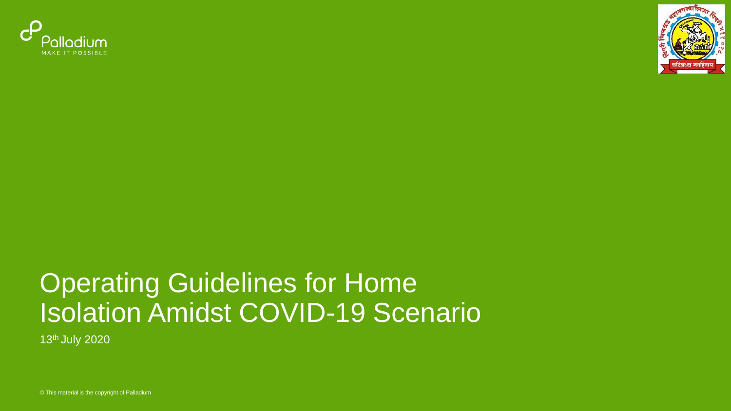Palladium

MAKE IT POSSIBLE

# Operating Guidelines for Home Isolation Amidst COVID-19 Scenario

13th July 2020

© This material is the copyright of Palladium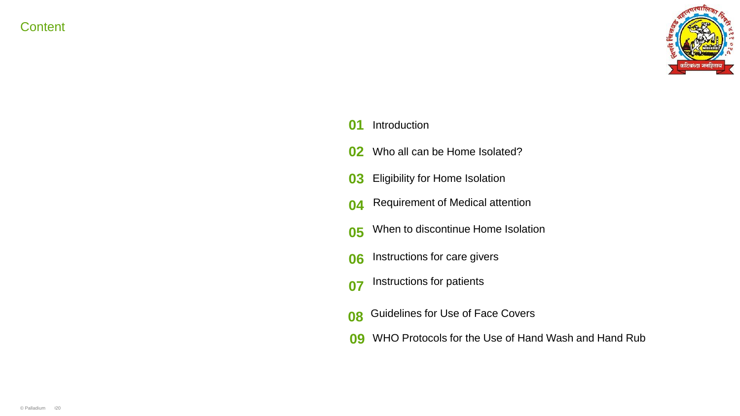# Content

**01** Introduction

**02** Who all can be Home Isolated?

**03** Eligibility for Home Isolation

**04** Requirement of Medical attention

**05** When to discontinue Home Isolation

**06** Instructions for care givers

**07** Instructions for patients

**08** Guidelines for Use of Face Covers

**09** WHO Protocols for the Use of Hand Wash and Hand Rub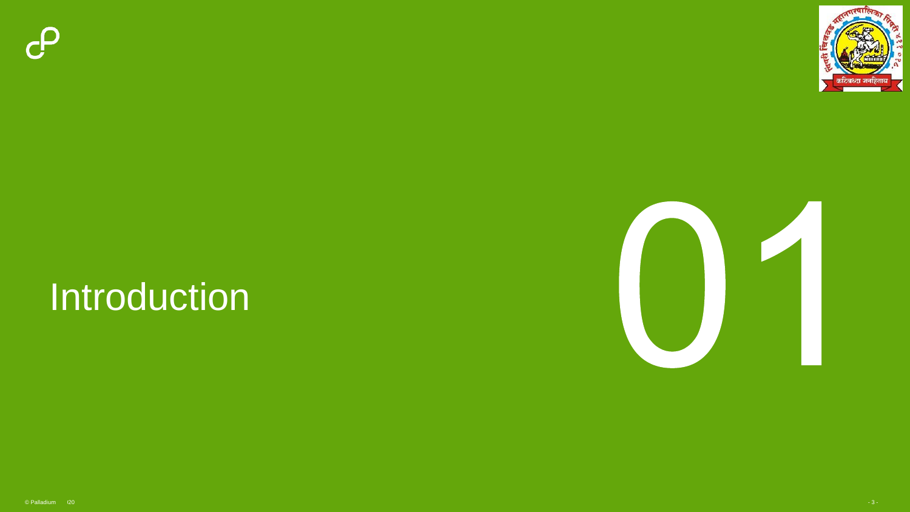# 01 Introduction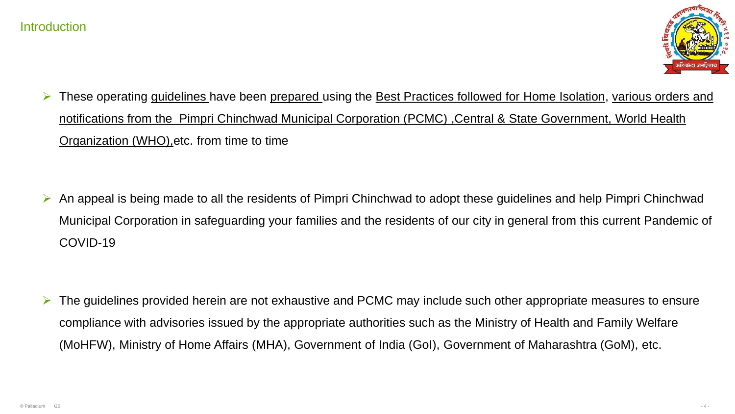## Introduction

- These operating guidelines have been prepared using the Best Practices followed for Home Isolation, various orders and notifications from the Pimpri Chinchwad Municipal Corporation (PCMC) ,Central & State Government, World Health Organization (WHO),etc. from time to time

- An appeal is being made to all the residents of Pimpri Chinchwad to adopt these guidelines and help Pimpri Chinchwad Municipal Corporation in safeguarding your families and the residents of our city in general from this current Pandemic of COVID-19

- The guidelines provided herein are not exhaustive and PCMC may include such other appropriate measures to ensure compliance with advisories issued by the appropriate authorities such as the Ministry of Health and Family Welfare (MoHFW), Ministry of Home Affairs (MHA), Government of India (GoI), Government of Maharashtra (GoM), etc.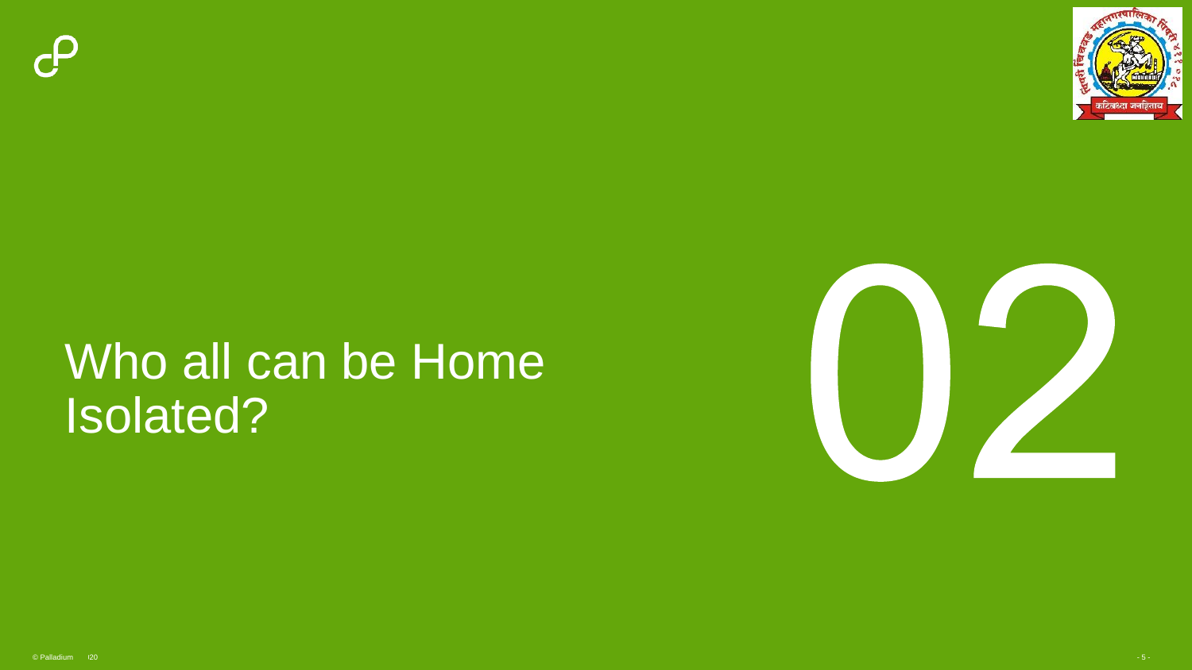# Who all can be Home Isolated?

02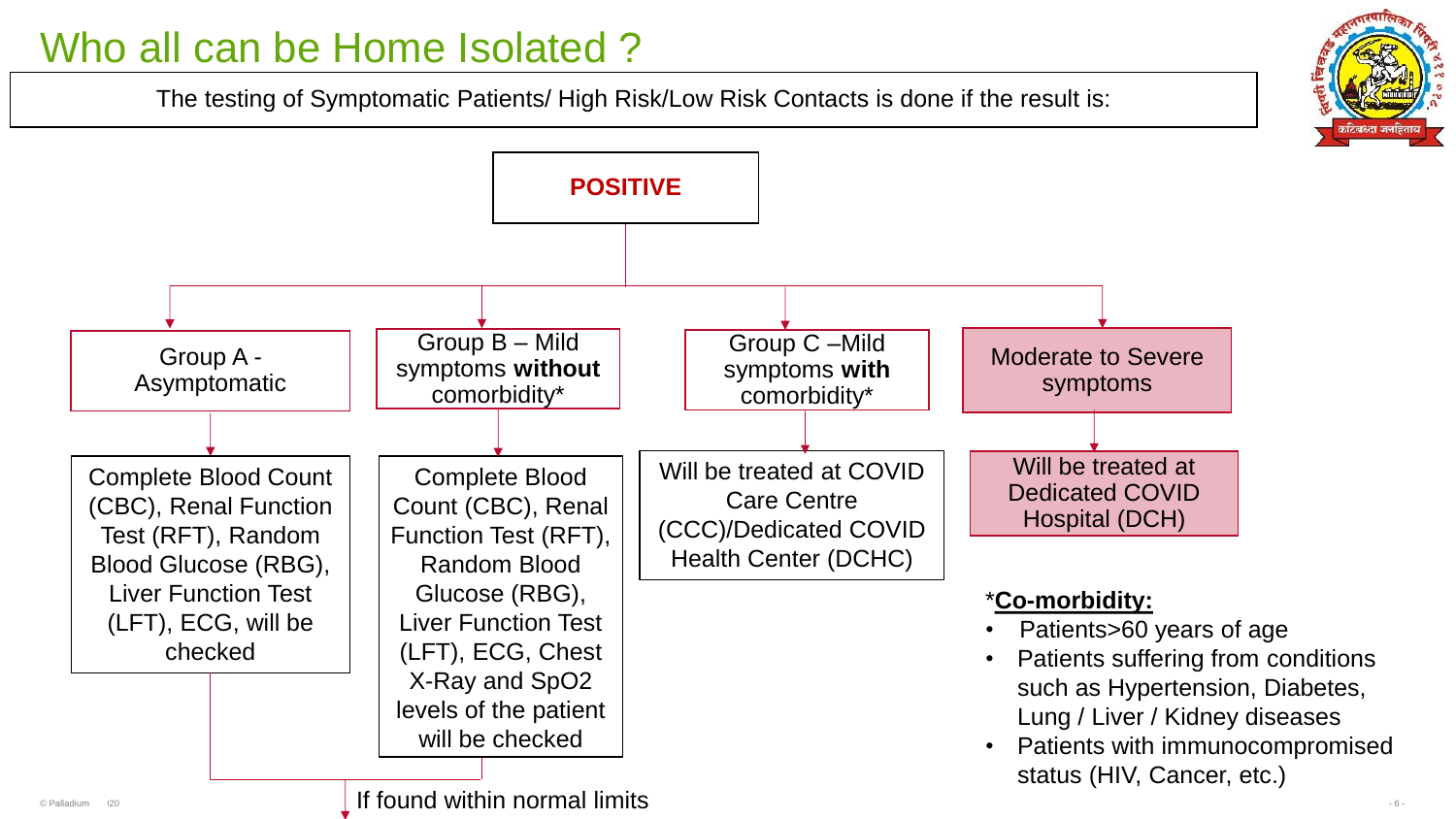# Who all can be Home Isolated ?

The testing of Symptomatic Patients/ High Risk/Low Risk Contacts is done if the result is:

**POSITIVE**

- **Group A - Asymptomatic**
  - Complete Blood Count (CBC), Renal Function Test (RFT), Random Blood Glucose (RBG), Liver Function Test (LFT), ECG, will be checked
- **Group B – Mild symptoms without comorbidity***
  - Complete Blood Count (CBC), Renal Function Test (RFT), Random Blood Glucose (RBG), Liver Function Test (LFT), ECG, Chest X-Ray and SpO2 levels of the patient will be checked
- **Group C –Mild symptoms with comorbidity***
  - Will be treated at COVID Care Centre (CCC)/Dedicated COVID Health Center (DCHC)
- **Moderate to Severe symptoms**
  - Will be treated at Dedicated COVID Hospital (DCH)

Group A and Group B: If found within normal limits

***Co-morbidity:**

- Patients>60 years of age
- Patients suffering from conditions such as Hypertension, Diabetes, Lung / Liver / Kidney diseases
- Patients with immunocompromised status (HIV, Cancer, etc.)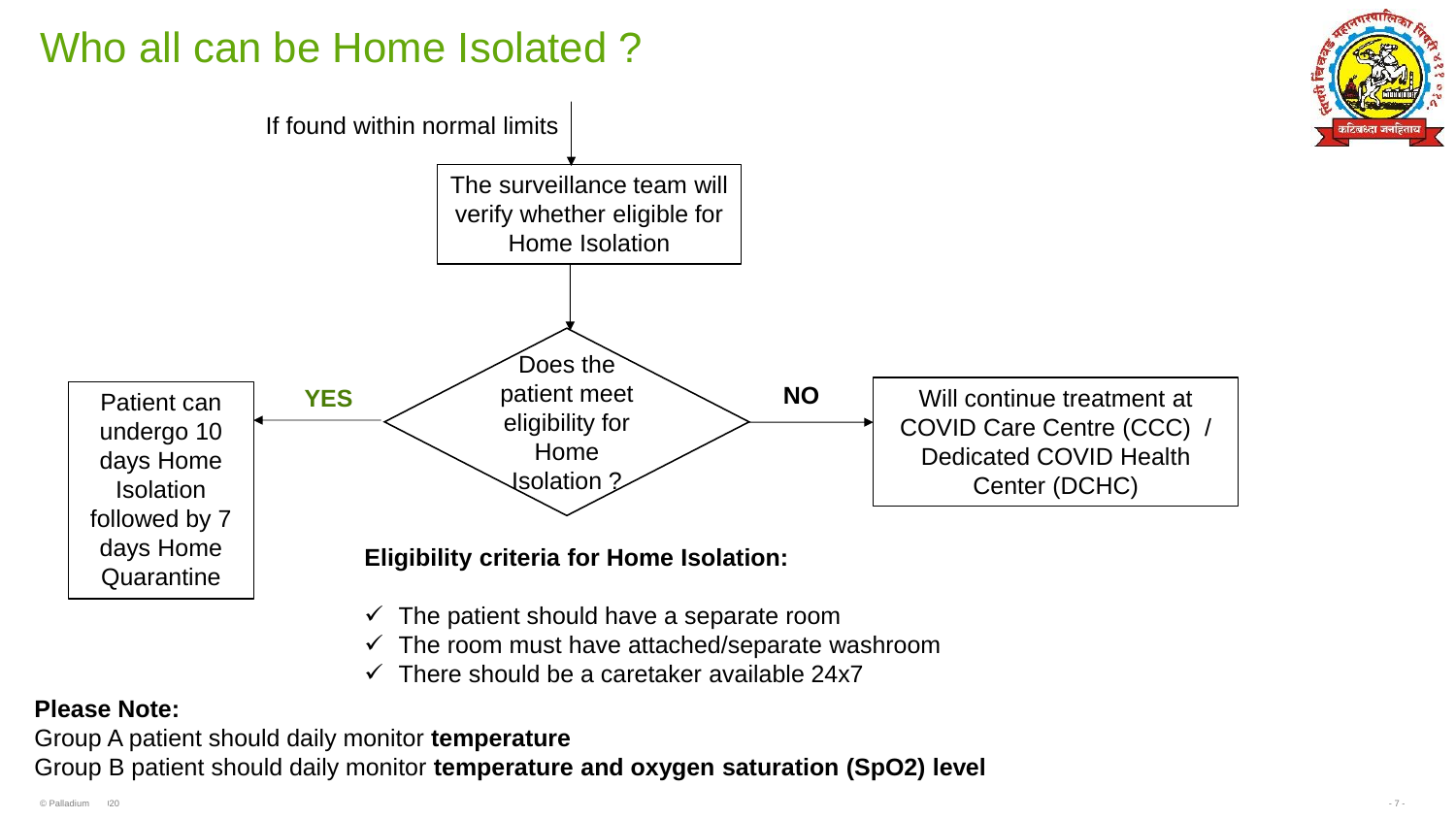# Who all can be Home Isolated ?

If found within normal limits

The surveillance team will verify whether eligible for Home Isolation

Does the patient meet eligibility for Home Isolation ?

**YES**

Patient can undergo 10 days Home Isolation followed by 7 days Home Quarantine

**NO**

Will continue treatment at COVID Care Centre (CCC) / Dedicated COVID Health Center (DCHC)

**Eligibility criteria for Home Isolation:**

- ✓ The patient should have a separate room
- ✓ The room must have attached/separate washroom
- ✓ There should be a caretaker available 24x7

**Please Note:**

Group A patient should daily monitor **temperature**

Group B patient should daily monitor **temperature and oxygen saturation (SpO2) level**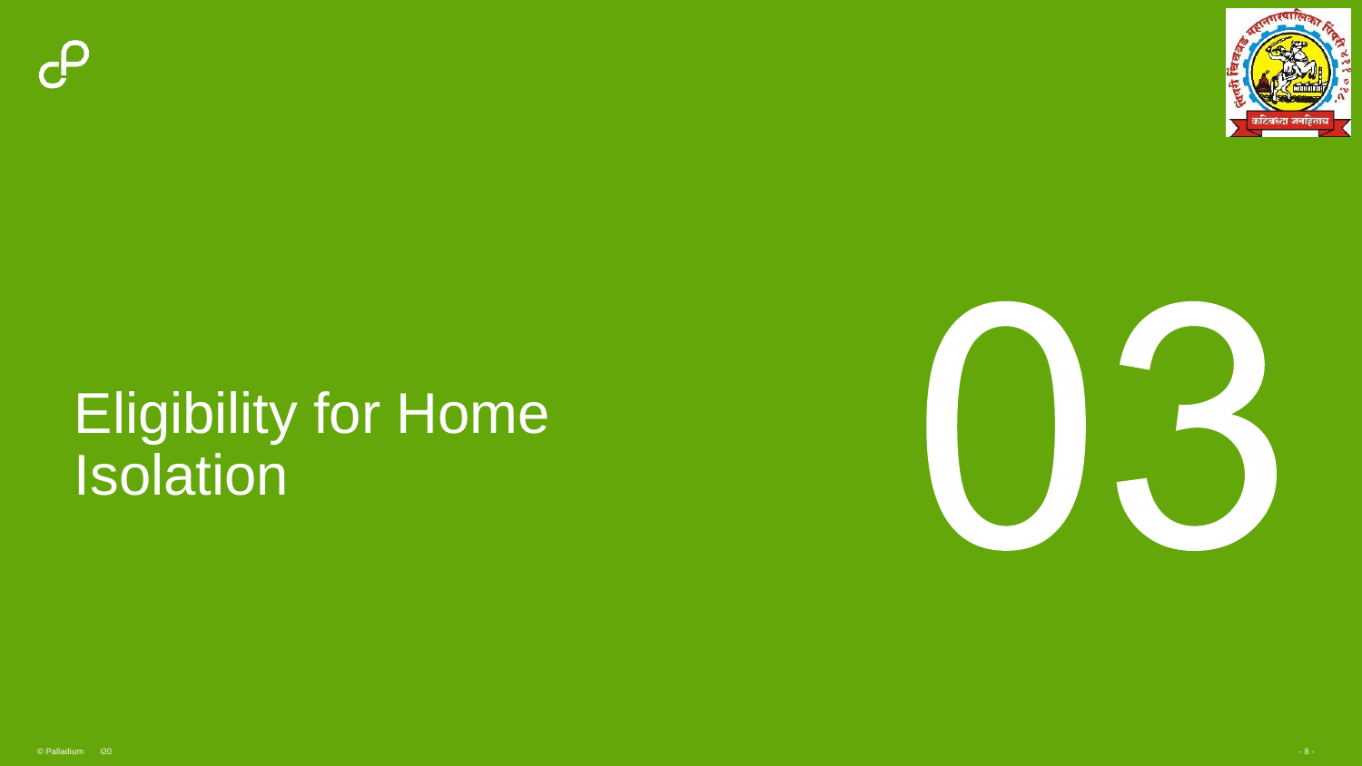# Eligibility for Home Isolation

03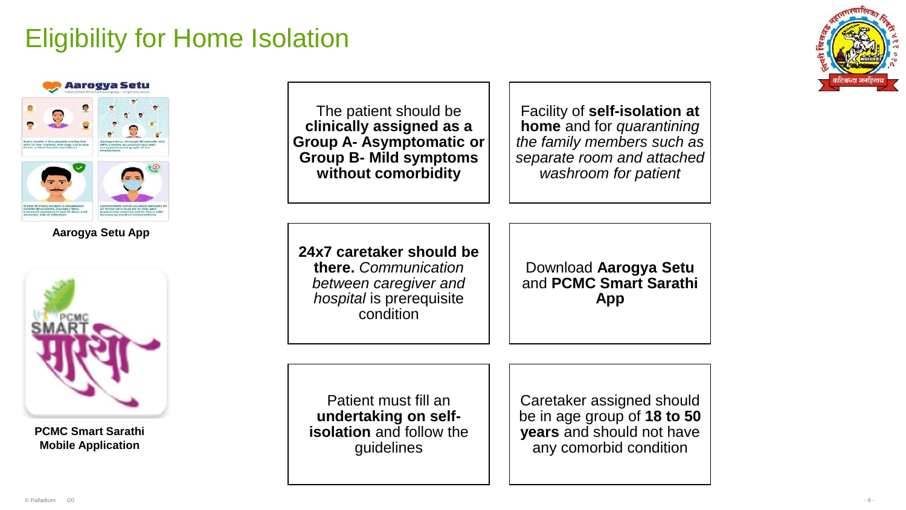# Eligibility for Home Isolation

Aarogya Setu App

PCMC Smart Sarathi Mobile Application

- The patient should be **clinically assigned as a Group A- Asymptomatic or Group B- Mild symptoms without comorbidity**
- Facility of **self-isolation at home** and for *quarantining the family members such as separate room and attached washroom for patient*
- **24x7 caretaker should be there.** *Communication between caregiver and hospital* is prerequisite condition
- Download **Aarogya Setu** and **PCMC Smart Sarathi App**
- Patient must fill an **undertaking on self-isolation** and follow the guidelines
- Caretaker assigned should be in age group of **18 to 50 years** and should not have any comorbid condition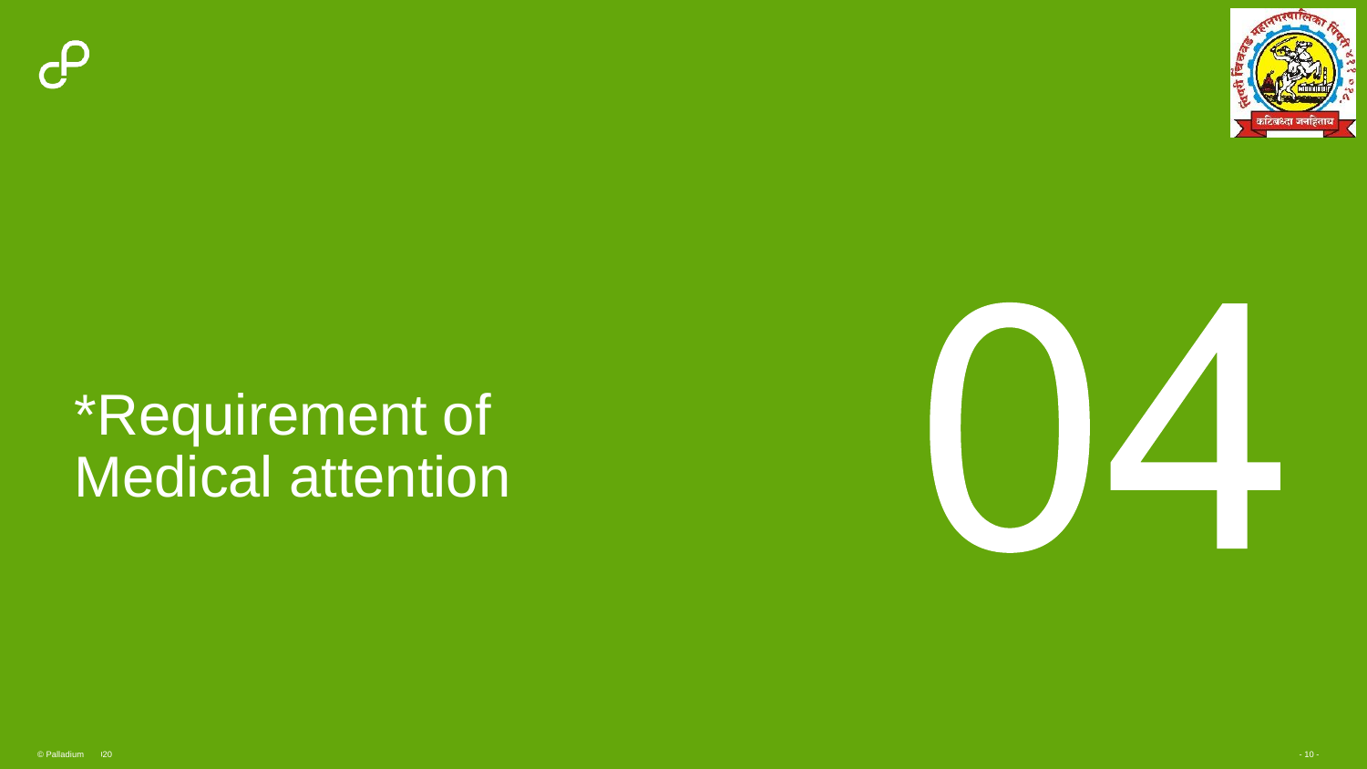# *Requirement of Medical attention

04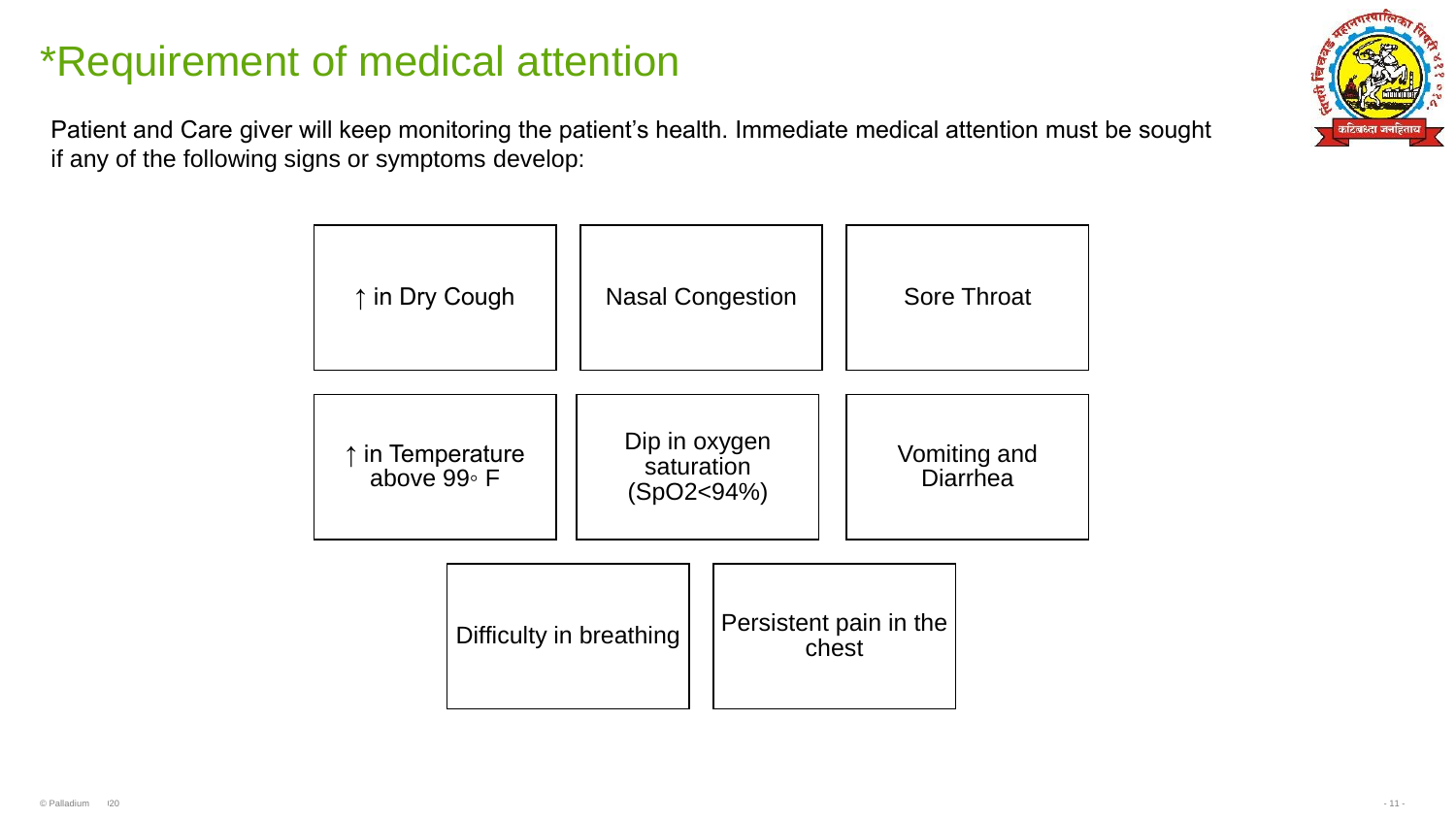# *Requirement of medical attention

Patient and Care giver will keep monitoring the patient's health. Immediate medical attention must be sought if any of the following signs or symptoms develop:

- ↑ in Dry Cough
- Nasal Congestion
- Sore Throat
- ↑ in Temperature above 99◦ F
- Dip in oxygen saturation ($SpO_2 < 94\%$)
- Vomiting and Diarrhea
- Difficulty in breathing
- Persistent pain in the chest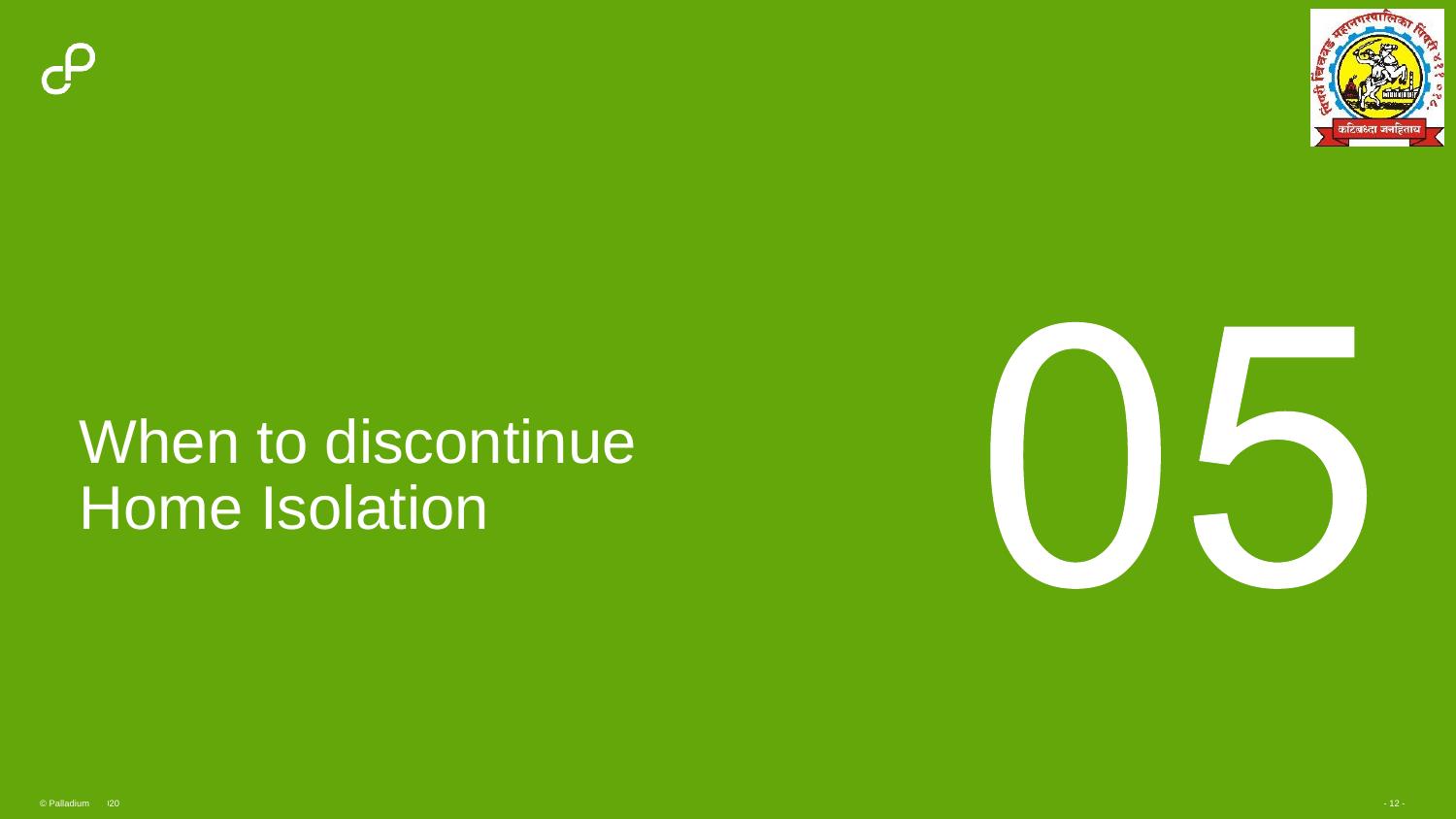# When to discontinue Home Isolation

05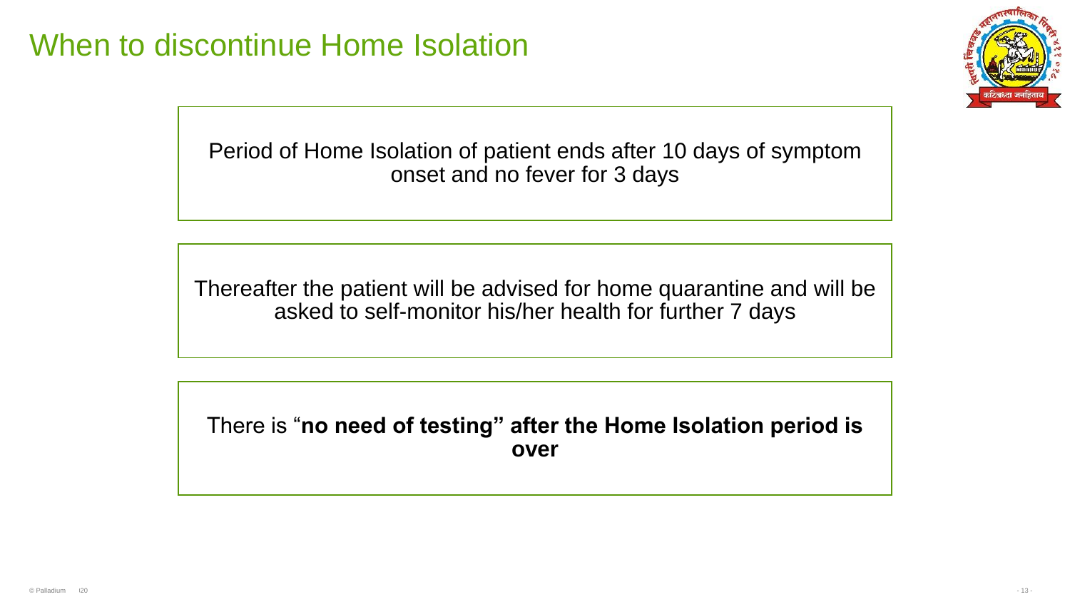# When to discontinue Home Isolation

Period of Home Isolation of patient ends after 10 days of symptom onset and no fever for 3 days

Thereafter the patient will be advised for home quarantine and will be asked to self-monitor his/her health for further 7 days

There is “**no need of testing” after the Home Isolation period is over**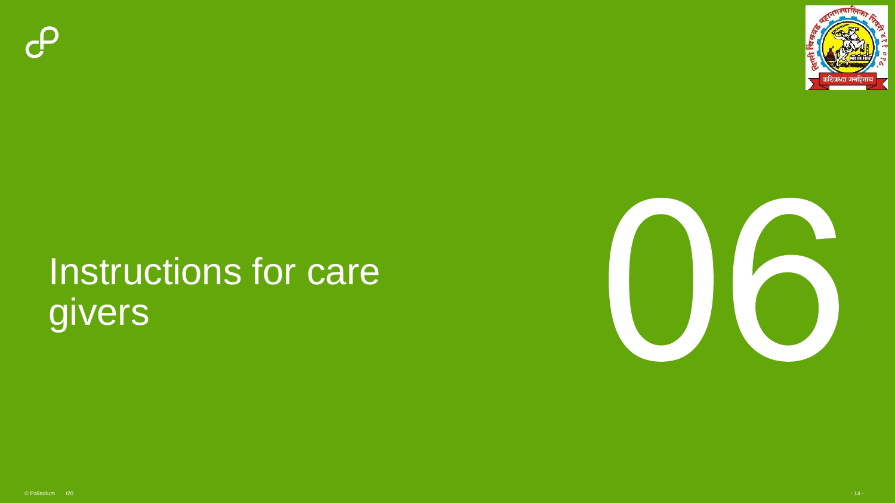# Instructions for care givers

06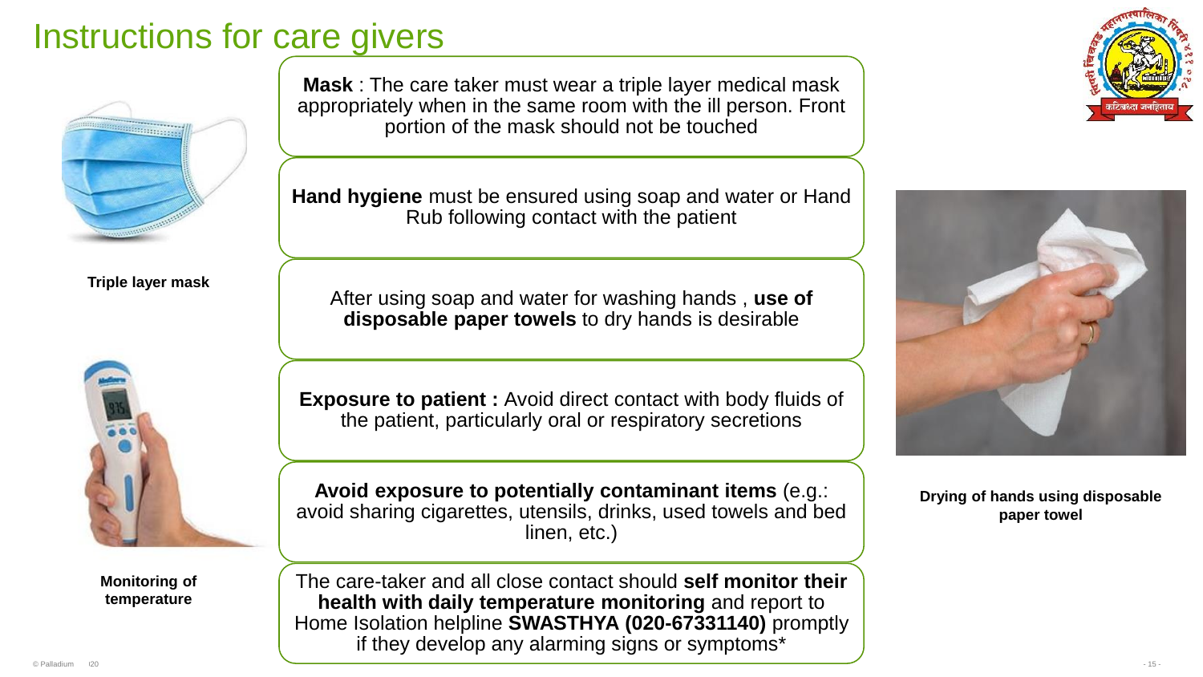# Instructions for care givers

**Mask** : The care taker must wear a triple layer medical mask appropriately when in the same room with the ill person. Front portion of the mask should not be touched

**Hand hygiene** must be ensured using soap and water or Hand Rub following contact with the patient

After using soap and water for washing hands , **use of disposable paper towels** to dry hands is desirable

**Exposure to patient :** Avoid direct contact with body fluids of the patient, particularly oral or respiratory secretions

**Avoid exposure to potentially contaminant items** (e.g.: avoid sharing cigarettes, utensils, drinks, used towels and bed linen, etc.)

The care-taker and all close contact should **self monitor their health with daily temperature monitoring** and report to Home Isolation helpline **SWASTHYA (020-67331140)** promptly if they develop any alarming signs or symptoms*

**Triple layer mask**

**Monitoring of temperature**

**Drying of hands using disposable paper towel**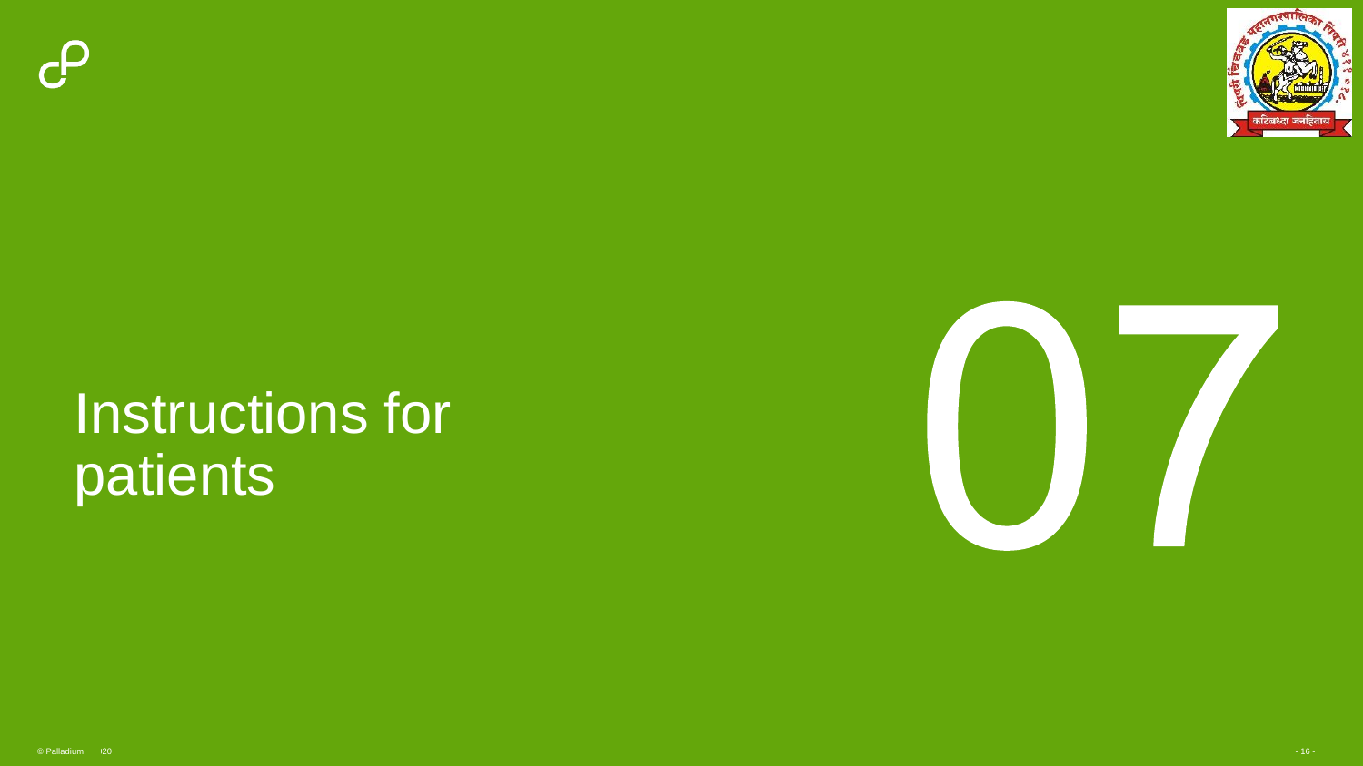# 07

# Instructions for patients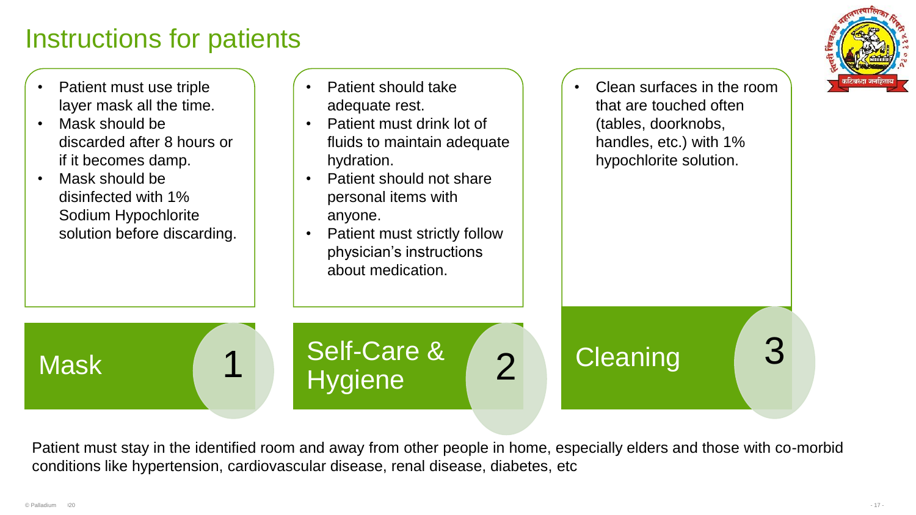# Instructions for patients

## 1. Mask

- Patient must use triple layer mask all the time.
- Mask should be discarded after 8 hours or if it becomes damp.
- Mask should be disinfected with 1% Sodium Hypochlorite solution before discarding.

## 2. Self-Care & Hygiene

- Patient should take adequate rest.
- Patient must drink lot of fluids to maintain adequate hydration.
- Patient should not share personal items with anyone.
- Patient must strictly follow physician's instructions about medication.

## 3. Cleaning

- Clean surfaces in the room that are touched often (tables, doorknobs, handles, etc.) with 1% hypochlorite solution.

Patient must stay in the identified room and away from other people in home, especially elders and those with co-morbid conditions like hypertension, cardiovascular disease, renal disease, diabetes, etc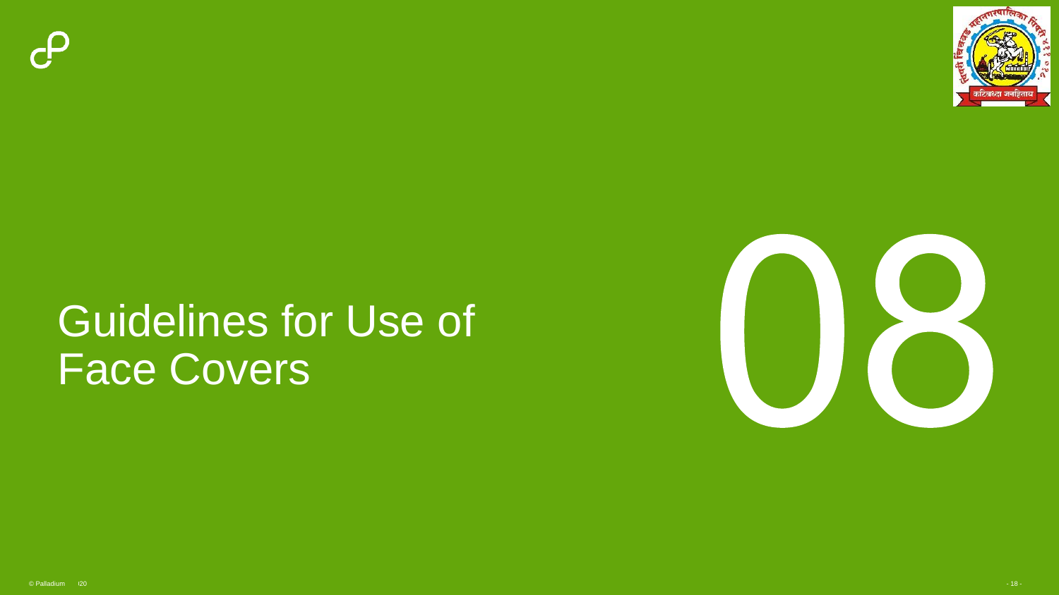# 08

# Guidelines for Use of Face Covers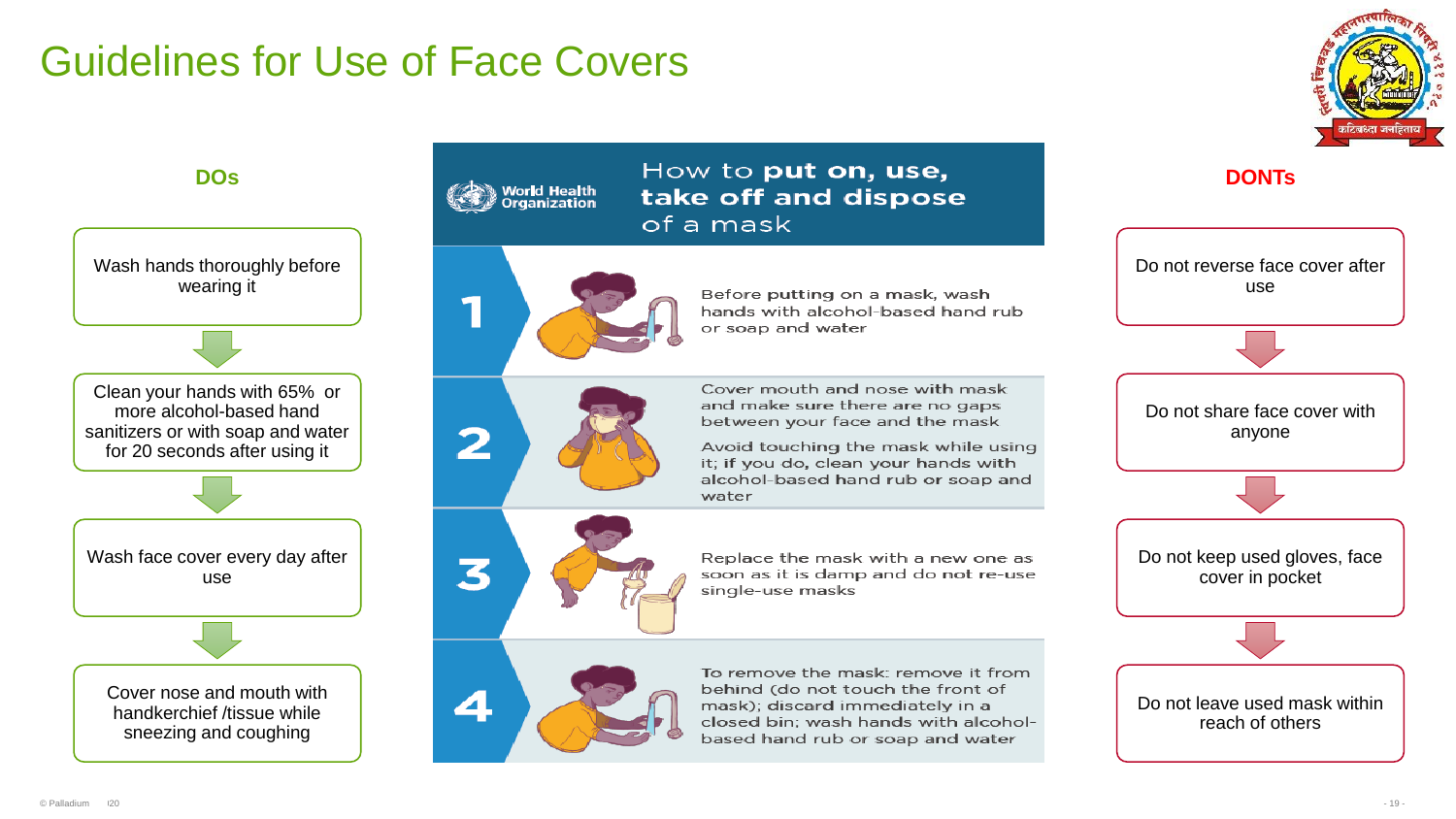# Guidelines for Use of Face Covers

## DOs

- Wash hands thoroughly before wearing it
- Clean your hands with 65% or more alcohol-based hand sanitizers or with soap and water for 20 seconds after using it
- Wash face cover every day after use
- Cover nose and mouth with handkerchief /tissue while sneezing and coughing

## World Health Organization — How to **put on, use, take off and dispose** of a mask

1. Before **putting** on a mask, wash hands with alcohol-based hand rub or soap and water
2. Cover mouth and nose with mask and make sure there are no gaps between your face and the mask

   Avoid touching the mask while using it; **if you do,** clean your hands with alcohol-based hand rub or soap and water
3. Replace the mask with a new one as soon as it is damp and do **not** re-use single-use masks
4. To remove the mask: remove it from behind (do not touch the front of mask); discard immediately in a closed bin; wash hands with alcohol-based hand rub or soap and water

## DONTs

- Do not reverse face cover after use
- Do not share face cover with anyone
- Do not keep used gloves, face cover in pocket
- Do not leave used mask within reach of others

© Palladium i20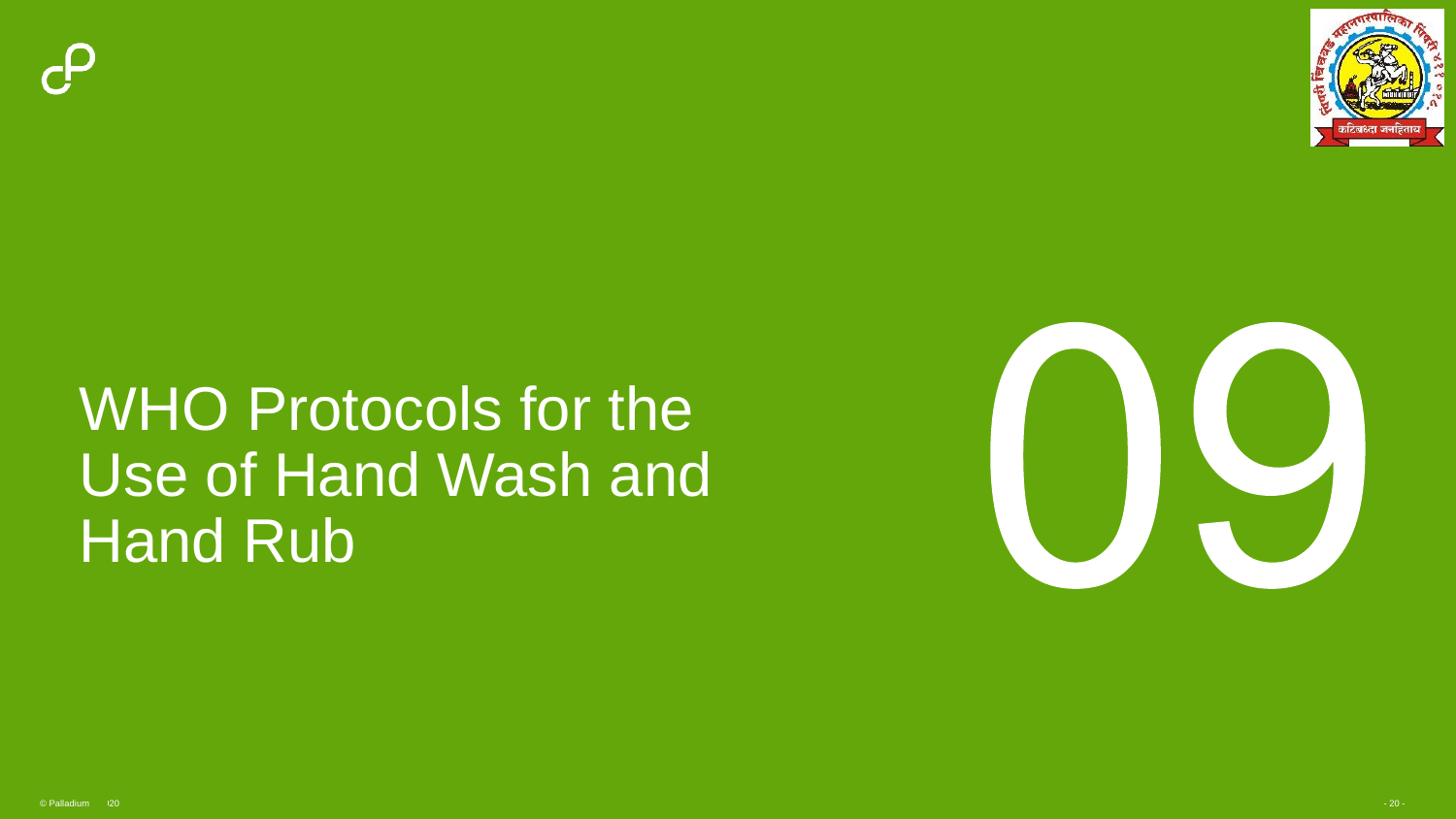# WHO Protocols for the Use of Hand Wash and Hand Rub

09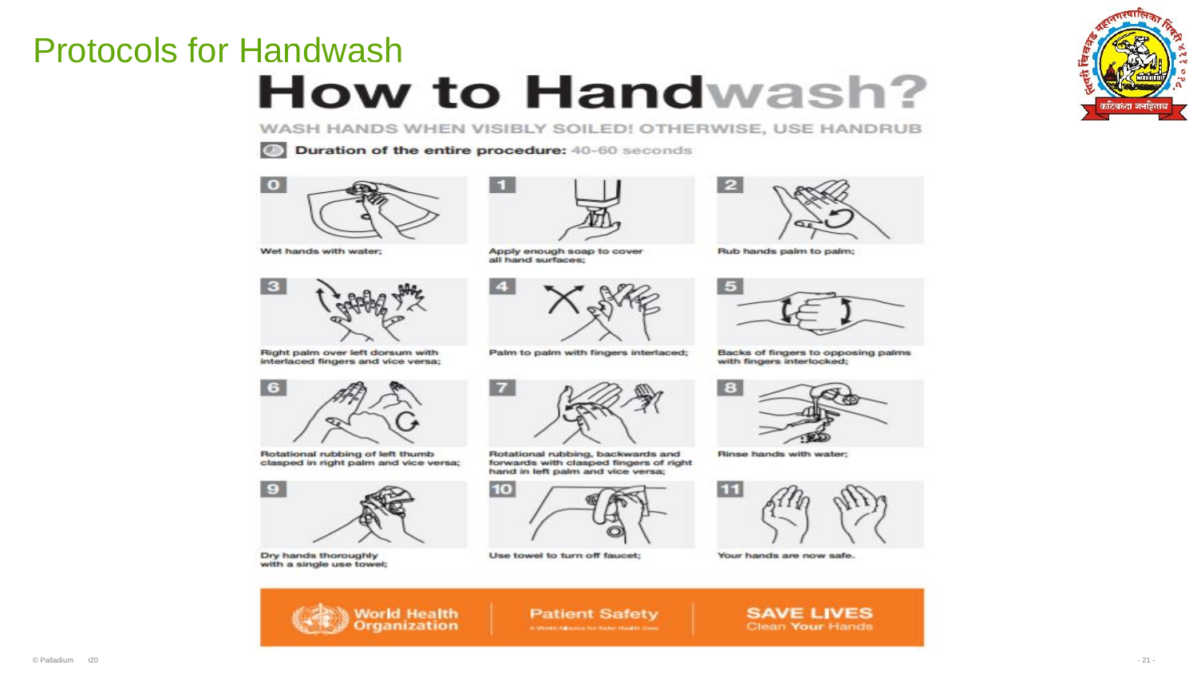# Protocols for Handwash

## How to Handwash?

WASH HANDS WHEN VISIBLY SOILED! OTHERWISE, USE HANDRUB

**Duration of the entire procedure:** 40-60 seconds

0. Wet hands with water;
1. Apply enough soap to cover all hand surfaces;
2. Rub hands palm to palm;
3. Right palm over left dorsum with interlaced fingers and vice versa;
4. Palm to palm with fingers interlaced;
5. Backs of fingers to opposing palms with fingers interlocked;
6. Rotational rubbing of left thumb clasped in right palm and vice versa;
7. Rotational rubbing, backwards and forwards with clasped fingers of right hand in left palm and vice versa;
8. Rinse hands with water;
9. Dry hands thoroughly with a single use towel;
10. Use towel to turn off faucet;
11. Your hands are now safe.

World Health Organization | Patient Safety — A World Alliance for Safer Health Care | SAVE LIVES Clean Your Hands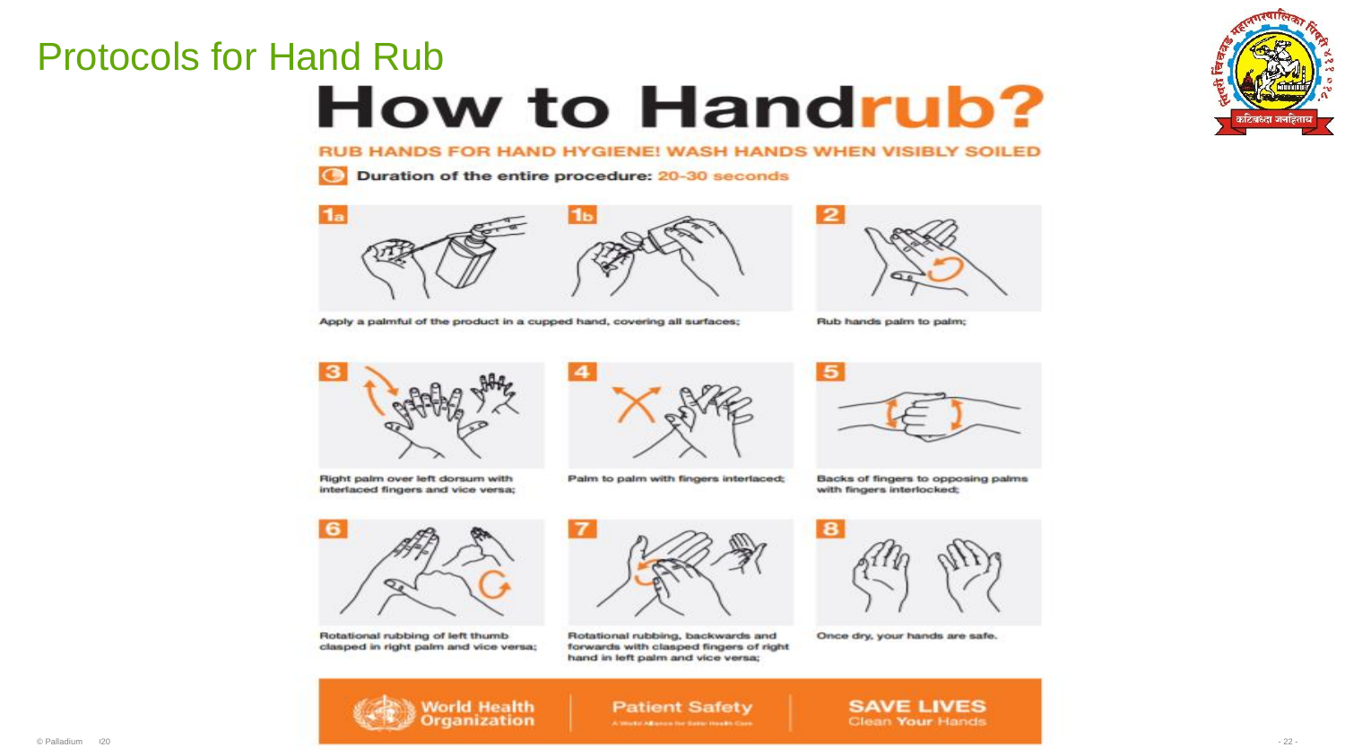# Protocols for Hand Rub

## How to Handrub?

**RUB HANDS FOR HAND HYGIENE! WASH HANDS WHEN VISIBLY SOILED**

**Duration of the entire procedure: 20-30 seconds**

1a, 1b. Apply a palmful of the product in a cupped hand, covering all surfaces;

2. Rub hands palm to palm;

3. Right palm over left dorsum with interlaced fingers and vice versa;

4. Palm to palm with fingers interlaced;

5. Backs of fingers to opposing palms with fingers interlocked;

6. Rotational rubbing of left thumb clasped in right palm and vice versa;

7. Rotational rubbing, backwards and forwards with clasped fingers of right hand in left palm and vice versa;

8. Once dry, your hands are safe.

World Health Organization | Patient Safety — A World Alliance for Safer Health Care | SAVE LIVES Clean Your Hands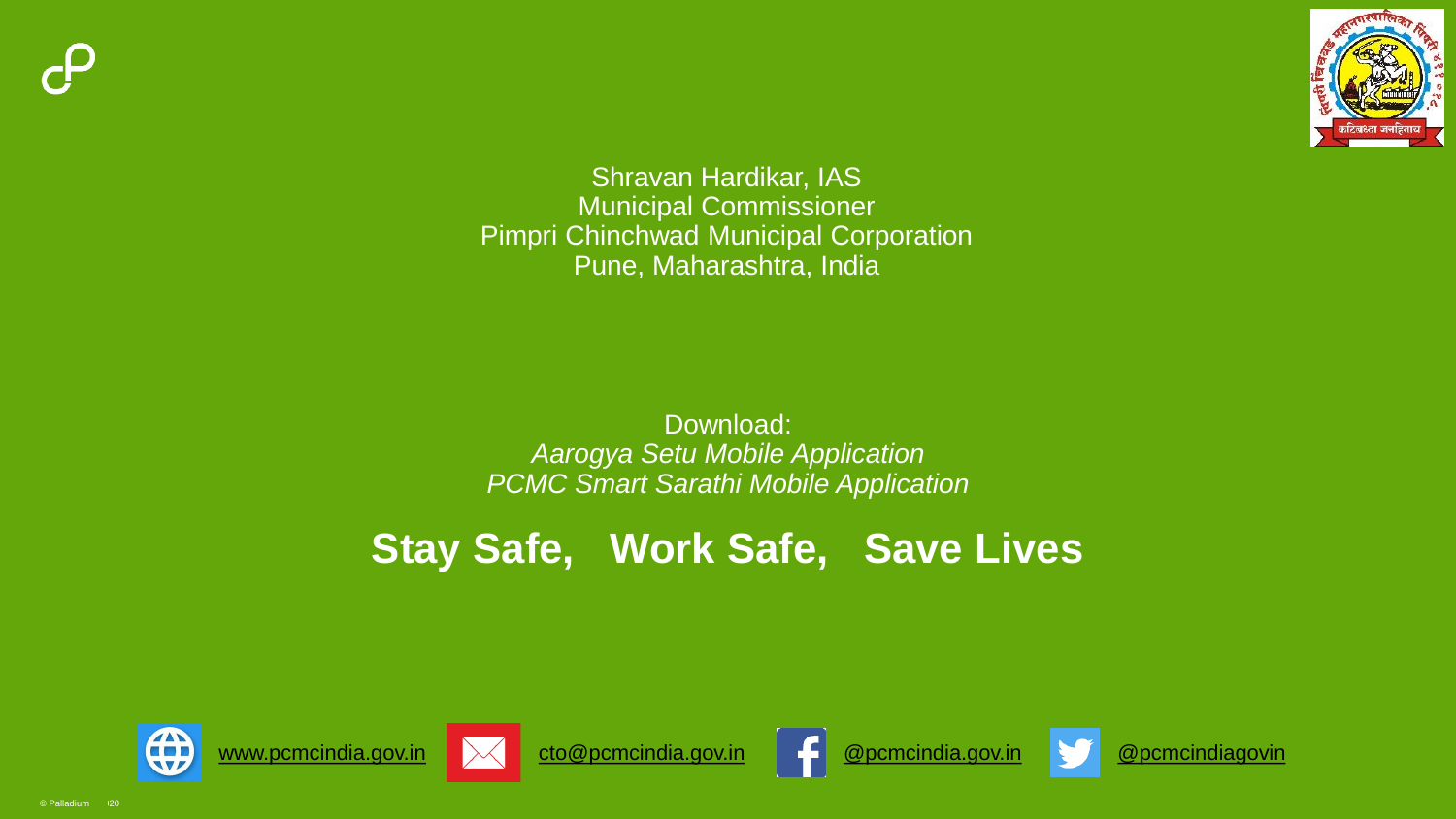Shravan Hardikar, IAS
Municipal Commissioner
Pimpri Chinchwad Municipal Corporation
Pune, Maharashtra, India

Download:
*Aarogya Setu Mobile Application*
*PCMC Smart Sarathi Mobile Application*

## Stay Safe, Work Safe, Save Lives

www.pcmcindia.gov.in cto@pcmcindia.gov.in @pcmcindia.gov.in @pcmcindiagovin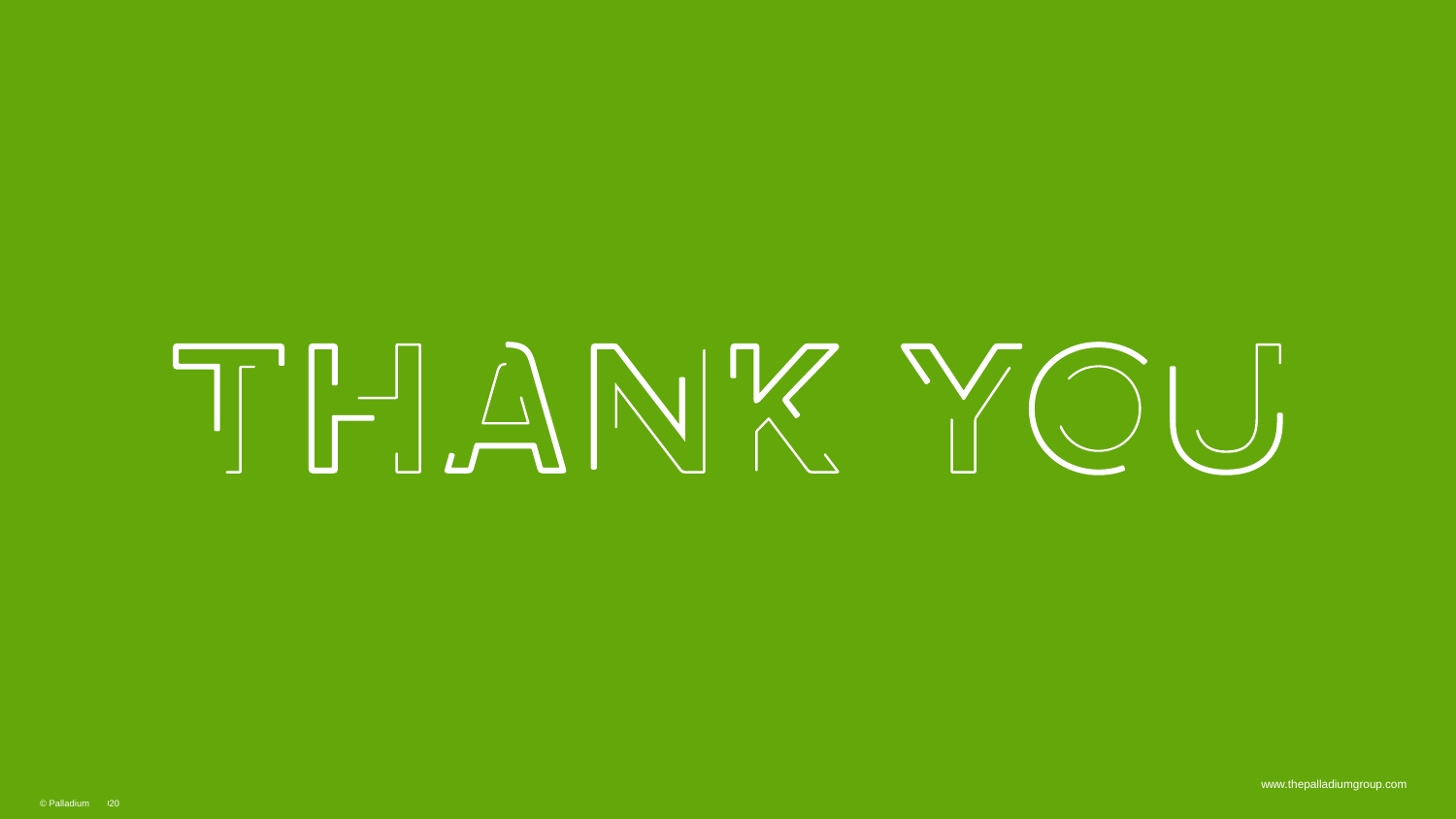# THANK YOU

www.thepalladiumgroup.com

© Palladium